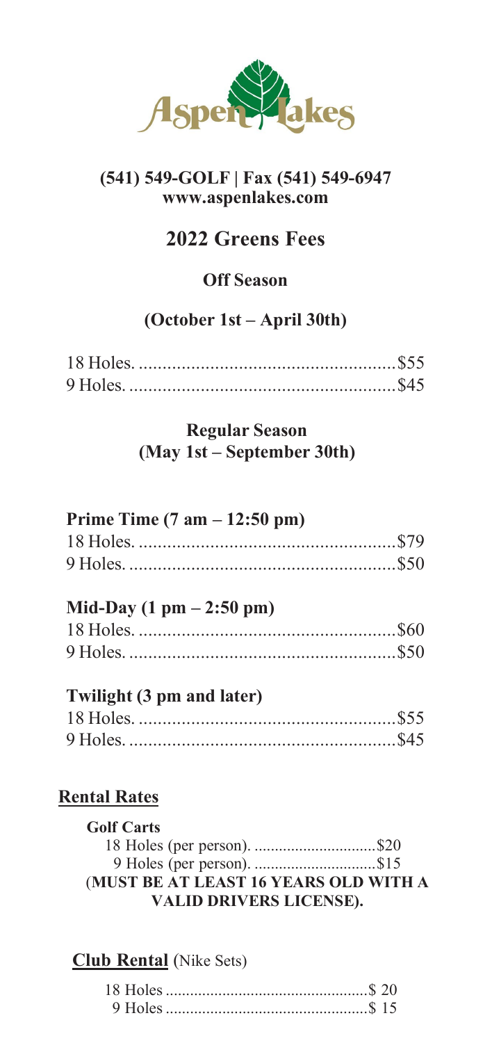# Aspen Lakes

**(541) 549-GOLF | Fax (541) 549-6947**
**www.aspenlakes.com**

## 2022 Greens Fees

### Off Season

### (October 1st – April 30th)

18 Holes. .......................................................$55
9 Holes. .........................................................$45

### Regular Season
### (May 1st – September 30th)

**Prime Time (7 am – 12:50 pm)**

18 Holes. .......................................................$79
9 Holes. .........................................................$50

**Mid-Day (1 pm – 2:50 pm)**

18 Holes. .......................................................$60
9 Holes. .........................................................$50

**Twilight (3 pm and later)**

18 Holes. .......................................................$55
9 Holes. .........................................................$45

**<u>Rental Rates</u>**

**Golf Carts**

18 Holes (per person). ..............................$20
9 Holes (per person). ..............................$15

(**MUST BE AT LEAST 16 YEARS OLD WITH A VALID DRIVERS LICENSE).**

**<u>Club Rental</u>** (Nike Sets)

18 Holes ..................................................$ 20
9 Holes ..................................................$ 15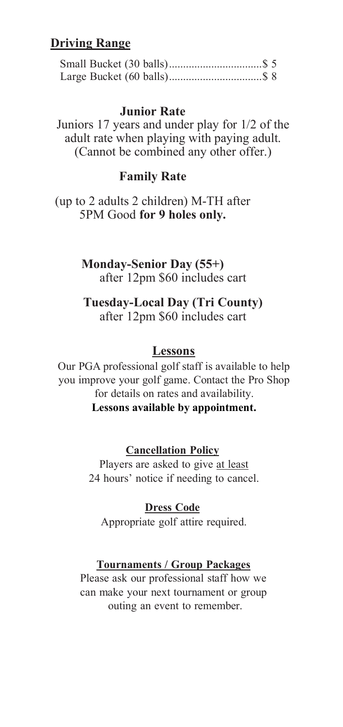## Driving Range

Small Bucket (30 balls)................................$ 5
Large Bucket (60 balls)................................$ 8

### Junior Rate

Juniors 17 years and under play for 1/2 of the adult rate when playing with paying adult. (Cannot be combined any other offer.)

### Family Rate

(up to 2 adults 2 children) M-TH after 5PM Good **for 9 holes only.**

**Monday-Senior Day (55+)**
after 12pm $60 includes cart

**Tuesday-Local Day (Tri County)**
after 12pm $60 includes cart

## Lessons

Our PGA professional golf staff is available to help you improve your golf game. Contact the Pro Shop for details on rates and availability.
**Lessons available by appointment.**

### Cancellation Policy

Players are asked to give at least 24 hours' notice if needing to cancel.

### Dress Code

Appropriate golf attire required.

### Tournaments / Group Packages

Please ask our professional staff how we can make your next tournament or group outing an event to remember.